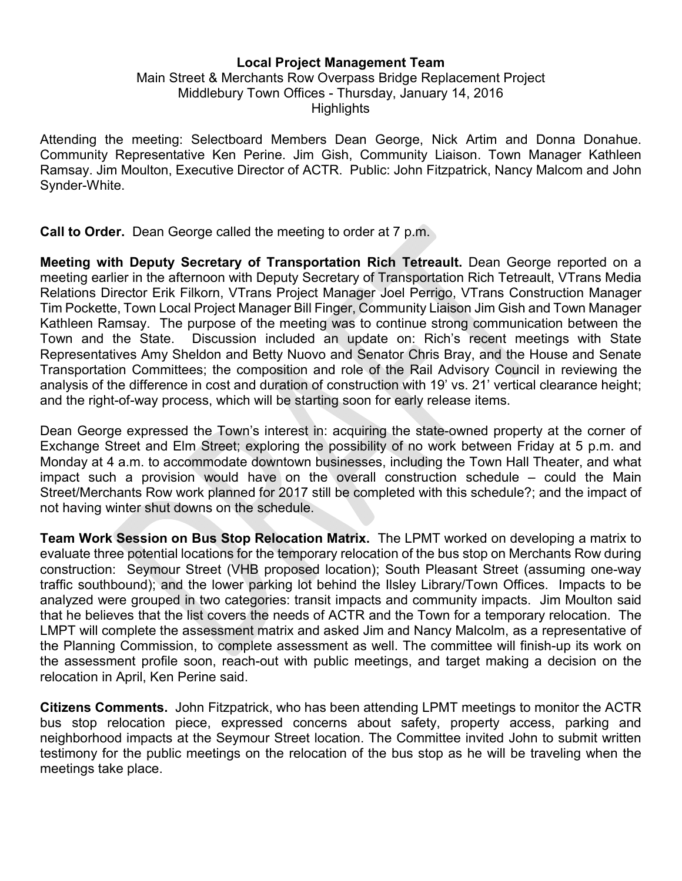**Local Project Management Team**

Main Street & Merchants Row Overpass Bridge Replacement Project
Middlebury Town Offices - Thursday, January 14, 2016
Highlights

Attending the meeting: Selectboard Members Dean George, Nick Artim and Donna Donahue. Community Representative Ken Perine. Jim Gish, Community Liaison. Town Manager Kathleen Ramsay. Jim Moulton, Executive Director of ACTR. Public: John Fitzpatrick, Nancy Malcom and John Synder-White.

**Call to Order.** Dean George called the meeting to order at 7 p.m.

**Meeting with Deputy Secretary of Transportation Rich Tetreault.** Dean George reported on a meeting earlier in the afternoon with Deputy Secretary of Transportation Rich Tetreault, VTrans Media Relations Director Erik Filkorn, VTrans Project Manager Joel Perrigo, VTrans Construction Manager Tim Pockette, Town Local Project Manager Bill Finger, Community Liaison Jim Gish and Town Manager Kathleen Ramsay. The purpose of the meeting was to continue strong communication between the Town and the State. Discussion included an update on: Rich's recent meetings with State Representatives Amy Sheldon and Betty Nuovo and Senator Chris Bray, and the House and Senate Transportation Committees; the composition and role of the Rail Advisory Council in reviewing the analysis of the difference in cost and duration of construction with 19' vs. 21' vertical clearance height; and the right-of-way process, which will be starting soon for early release items.

Dean George expressed the Town's interest in: acquiring the state-owned property at the corner of Exchange Street and Elm Street; exploring the possibility of no work between Friday at 5 p.m. and Monday at 4 a.m. to accommodate downtown businesses, including the Town Hall Theater, and what impact such a provision would have on the overall construction schedule – could the Main Street/Merchants Row work planned for 2017 still be completed with this schedule?; and the impact of not having winter shut downs on the schedule.

**Team Work Session on Bus Stop Relocation Matrix.** The LPMT worked on developing a matrix to evaluate three potential locations for the temporary relocation of the bus stop on Merchants Row during construction: Seymour Street (VHB proposed location); South Pleasant Street (assuming one-way traffic southbound); and the lower parking lot behind the Ilsley Library/Town Offices. Impacts to be analyzed were grouped in two categories: transit impacts and community impacts. Jim Moulton said that he believes that the list covers the needs of ACTR and the Town for a temporary relocation. The LMPT will complete the assessment matrix and asked Jim and Nancy Malcolm, as a representative of the Planning Commission, to complete assessment as well. The committee will finish-up its work on the assessment profile soon, reach-out with public meetings, and target making a decision on the relocation in April, Ken Perine said.

**Citizens Comments.** John Fitzpatrick, who has been attending LPMT meetings to monitor the ACTR bus stop relocation piece, expressed concerns about safety, property access, parking and neighborhood impacts at the Seymour Street location. The Committee invited John to submit written testimony for the public meetings on the relocation of the bus stop as he will be traveling when the meetings take place.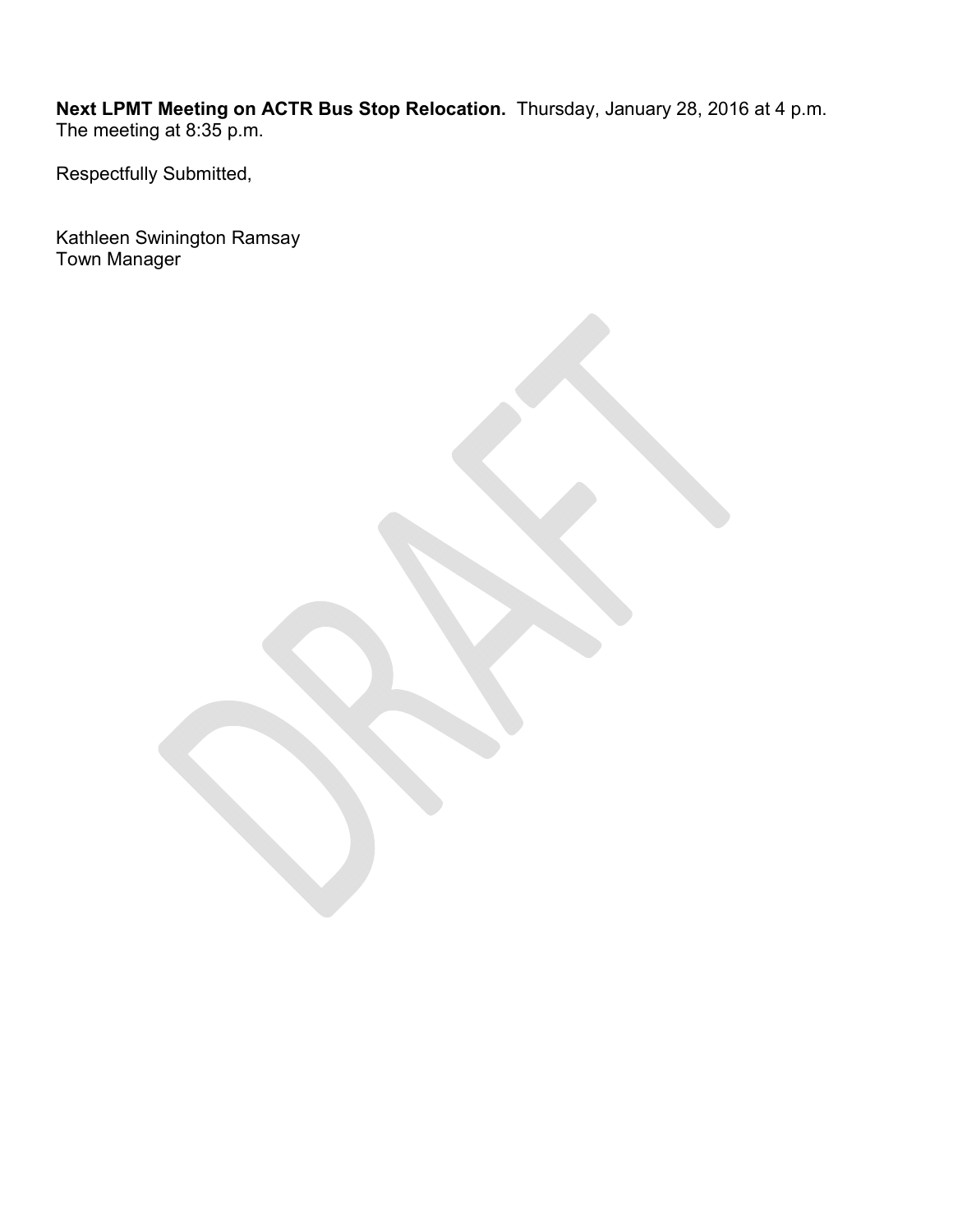**Next LPMT Meeting on ACTR Bus Stop Relocation.** Thursday, January 28, 2016 at 4 p.m.
The meeting at 8:35 p.m.

Respectfully Submitted,

Kathleen Swinington Ramsay
Town Manager